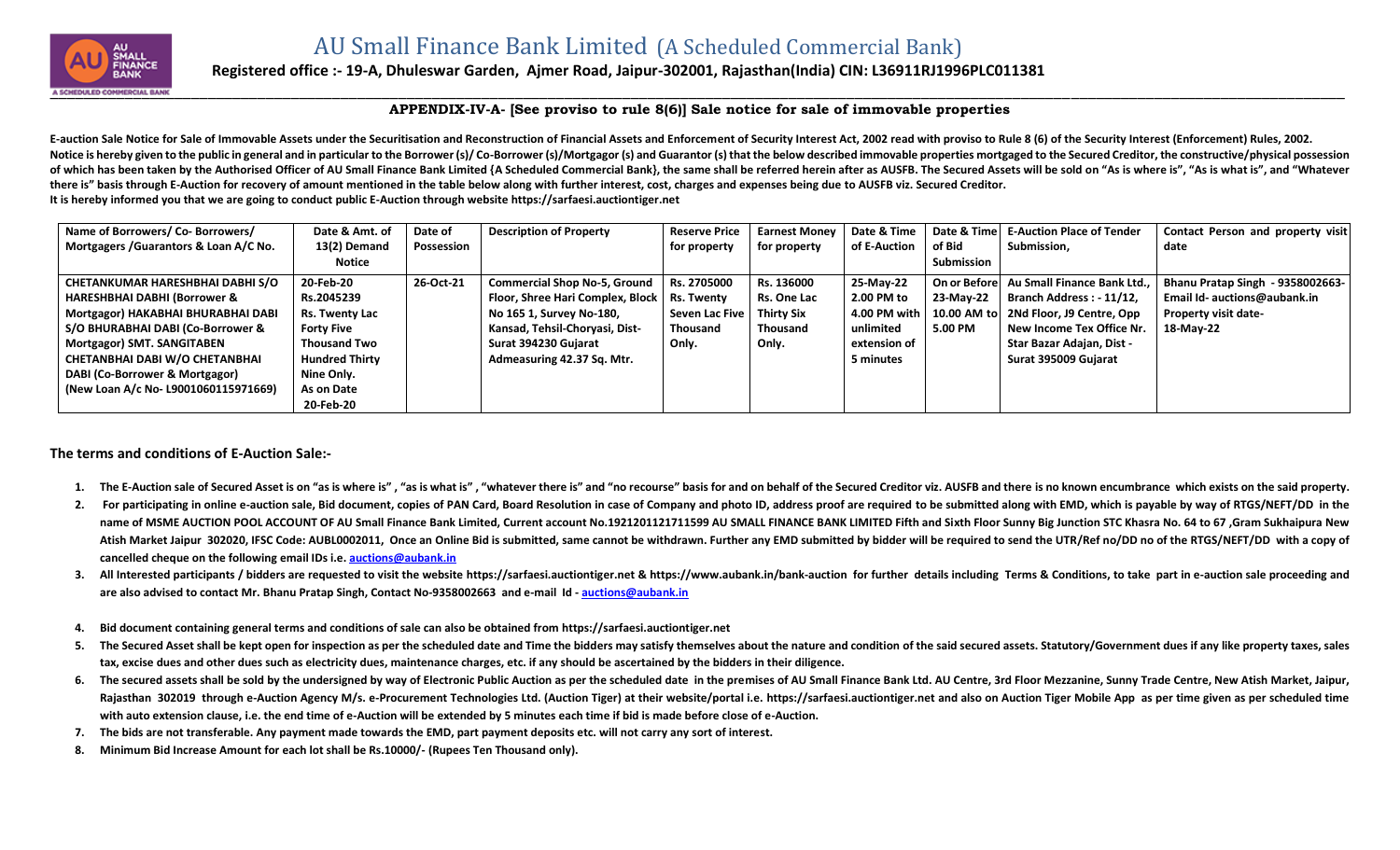# AU Small Finance Bank Limited (A Scheduled Commercial Bank)

**Registered office :- 19-A, Dhuleswar Garden, Ajmer Road, Jaipur-302001, Rajasthan(India) CIN: L36911RJ1996PLC011381**

## APPENDIX-IV-A- [See proviso to rule 8(6)] Sale notice for sale of immovable properties

**E-auction Sale Notice for Sale of Immovable Assets under the Securitisation and Reconstruction of Financial Assets and Enforcement of Security Interest Act, 2002 read with proviso to Rule 8 (6) of the Security Interest (Enforcement) Rules, 2002.**
**Notice is hereby given to the public in general and in particular to the Borrower (s)/ Co-Borrower (s)/Mortgagor (s) and Guarantor (s) that the below described immovable properties mortgaged to the Secured Creditor, the constructive/physical possession of which has been taken by the Authorised Officer of AU Small Finance Bank Limited {A Scheduled Commercial Bank}, the same shall be referred herein after as AUSFB. The Secured Assets will be sold on "As is where is", "As is what is", and "Whatever there is" basis through E-Auction for recovery of amount mentioned in the table below along with further interest, cost, charges and expenses being due to AUSFB viz. Secured Creditor.**
**It is hereby informed you that we are going to conduct public E-Auction through website https://sarfaesi.auctiontiger.net**

| Name of Borrowers/ Co- Borrowers/ Mortgagers /Guarantors & Loan A/C No. | Date & Amt. of 13(2) Demand Notice | Date of Possession | Description of Property | Reserve Price for property | Earnest Money for property | Date & Time of E-Auction | Date & Time of Bid Submission | E-Auction Place of Tender Submission, | Contact Person and property visit date |
|---|---|---|---|---|---|---|---|---|---|
| **CHETANKUMAR HARESHBHAI DABHI S/O HARESHBHAI DABHI (Borrower & Mortgagor) HAKABHAI BHURABHAI DABI S/O BHURABHAI DABI (Co-Borrower & Mortgagor) SMT. SANGITABEN CHETANBHAI DABI W/O CHETANBHAI DABI (Co-Borrower & Mortgagor) (New Loan A/c No- L9001060115971669)** | **20-Feb-20 Rs.2045239 Rs. Twenty Lac Forty Five Thousand Two Hundred Thirty Nine Only. As on Date 20-Feb-20** | **26-Oct-21** | **Commercial Shop No-5, Ground Floor, Shree Hari Complex, Block No 165 1, Survey No-180, Kansad, Tehsil-Choryasi, Dist-Surat 394230 Gujarat Admeasuring 42.37 Sq. Mtr.** | **Rs. 2705000 Rs. Twenty Seven Lac Five Thousand Only.** | **Rs. 136000 Rs. One Lac Thirty Six Thousand Only.** | **25-May-22 2.00 PM to 4.00 PM with unlimited extension of 5 minutes** | **On or Before 23-May-22 10.00 AM to 5.00 PM** | **Au Small Finance Bank Ltd., Branch Address : - 11/12, 2Nd Floor, J9 Centre, Opp New Income Tex Office Nr. Star Bazar Adajan, Dist - Surat 395009 Gujarat** | **Bhanu Pratap Singh - 9358002663- Email Id- auctions@aubank.in Property visit date- 18-May-22** |

## The terms and conditions of E-Auction Sale:-

1. **The E-Auction sale of Secured Asset is on "as is where is" , "as is what is" , "whatever there is" and "no recourse" basis for and on behalf of the Secured Creditor viz. AUSFB and there is no known encumbrance which exists on the said property.**
2. **For participating in online e-auction sale, Bid document, copies of PAN Card, Board Resolution in case of Company and photo ID, address proof are required to be submitted along with EMD, which is payable by way of RTGS/NEFT/DD in the name of MSME AUCTION POOL ACCOUNT OF AU Small Finance Bank Limited, Current account No.1921201121711599 AU SMALL FINANCE BANK LIMITED Fifth and Sixth Floor Sunny Big Junction STC Khasra No. 64 to 67 ,Gram Sukhaipura New Atish Market Jaipur 302020, IFSC Code: AUBL0002011, Once an Online Bid is submitted, same cannot be withdrawn. Further any EMD submitted by bidder will be required to send the UTR/Ref no/DD no of the RTGS/NEFT/DD with a copy of cancelled cheque on the following email IDs i.e. auctions@aubank.in**
3. **All Interested participants / bidders are requested to visit the website https://sarfaesi.auctiontiger.net & https://www.aubank.in/bank-auction for further details including Terms & Conditions, to take part in e-auction sale proceeding and are also advised to contact Mr. Bhanu Pratap Singh, Contact No-9358002663 and e-mail Id - auctions@aubank.in**
4. **Bid document containing general terms and conditions of sale can also be obtained from https://sarfaesi.auctiontiger.net**
5. **The Secured Asset shall be kept open for inspection as per the scheduled date and Time the bidders may satisfy themselves about the nature and condition of the said secured assets. Statutory/Government dues if any like property taxes, sales tax, excise dues and other dues such as electricity dues, maintenance charges, etc. if any should be ascertained by the bidders in their diligence.**
6. **The secured assets shall be sold by the undersigned by way of Electronic Public Auction as per the scheduled date in the premises of AU Small Finance Bank Ltd. AU Centre, 3rd Floor Mezzanine, Sunny Trade Centre, New Atish Market, Jaipur, Rajasthan 302019 through e-Auction Agency M/s. e-Procurement Technologies Ltd. (Auction Tiger) at their website/portal i.e. https://sarfaesi.auctiontiger.net and also on Auction Tiger Mobile App as per time given as per scheduled time with auto extension clause, i.e. the end time of e-Auction will be extended by 5 minutes each time if bid is made before close of e-Auction.**
7. **The bids are not transferable. Any payment made towards the EMD, part payment deposits etc. will not carry any sort of interest.**
8. **Minimum Bid Increase Amount for each lot shall be Rs.10000/- (Rupees Ten Thousand only).**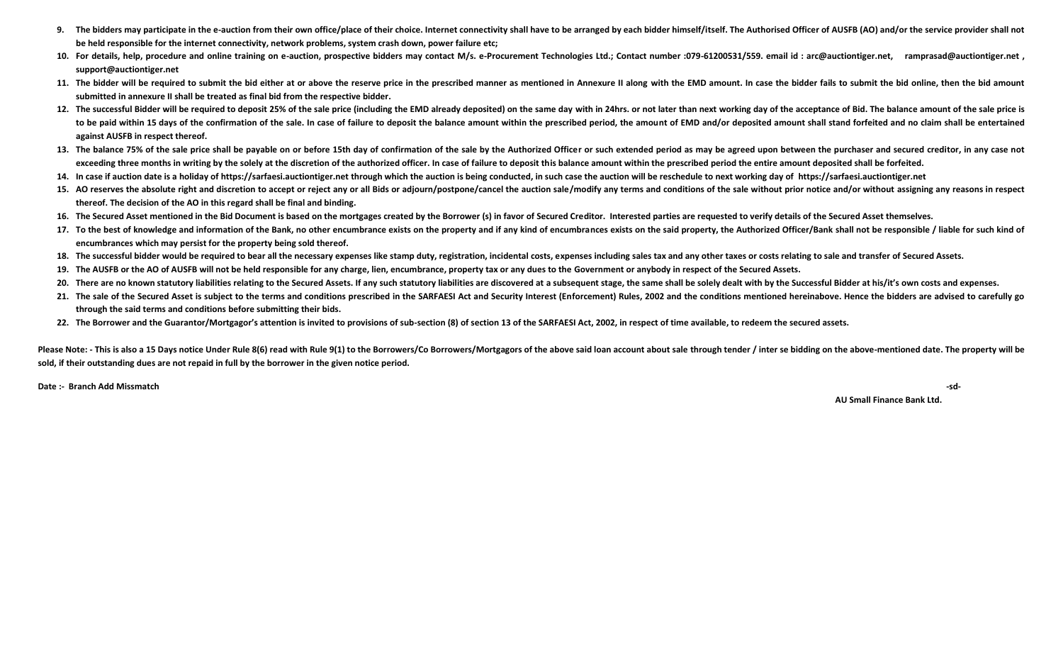9. **The bidders may participate in the e-auction from their own office/place of their choice. Internet connectivity shall have to be arranged by each bidder himself/itself. The Authorised Officer of AUSFB (AO) and/or the service provider shall not be held responsible for the internet connectivity, network problems, system crash down, power failure etc;**
10. **For details, help, procedure and online training on e-auction, prospective bidders may contact M/s. e-Procurement Technologies Ltd.; Contact number :079-61200531/559. email id : arc@auctiontiger.net, ramprasad@auctiontiger.net , support@auctiontiger.net**
11. **The bidder will be required to submit the bid either at or above the reserve price in the prescribed manner as mentioned in Annexure II along with the EMD amount. In case the bidder fails to submit the bid online, then the bid amount submitted in annexure II shall be treated as final bid from the respective bidder.**
12. **The successful Bidder will be required to deposit 25% of the sale price (including the EMD already deposited) on the same day with in 24hrs. or not later than next working day of the acceptance of Bid. The balance amount of the sale price is to be paid within 15 days of the confirmation of the sale. In case of failure to deposit the balance amount within the prescribed period, the amount of EMD and/or deposited amount shall stand forfeited and no claim shall be entertained against AUSFB in respect thereof.**
13. **The balance 75% of the sale price shall be payable on or before 15th day of confirmation of the sale by the Authorized Officer or such extended period as may be agreed upon between the purchaser and secured creditor, in any case not exceeding three months in writing by the solely at the discretion of the authorized officer. In case of failure to deposit this balance amount within the prescribed period the entire amount deposited shall be forfeited.**
14. **In case if auction date is a holiday of https://sarfaesi.auctiontiger.net through which the auction is being conducted, in such case the auction will be reschedule to next working day of https://sarfaesi.auctiontiger.net**
15. **AO reserves the absolute right and discretion to accept or reject any or all Bids or adjourn/postpone/cancel the auction sale/modify any terms and conditions of the sale without prior notice and/or without assigning any reasons in respect thereof. The decision of the AO in this regard shall be final and binding.**
16. **The Secured Asset mentioned in the Bid Document is based on the mortgages created by the Borrower (s) in favor of Secured Creditor. Interested parties are requested to verify details of the Secured Asset themselves.**
17. **To the best of knowledge and information of the Bank, no other encumbrance exists on the property and if any kind of encumbrances exists on the said property, the Authorized Officer/Bank shall not be responsible / liable for such kind of encumbrances which may persist for the property being sold thereof.**
18. **The successful bidder would be required to bear all the necessary expenses like stamp duty, registration, incidental costs, expenses including sales tax and any other taxes or costs relating to sale and transfer of Secured Assets.**
19. **The AUSFB or the AO of AUSFB will not be held responsible for any charge, lien, encumbrance, property tax or any dues to the Government or anybody in respect of the Secured Assets.**
20. **There are no known statutory liabilities relating to the Secured Assets. If any such statutory liabilities are discovered at a subsequent stage, the same shall be solely dealt with by the Successful Bidder at his/it's own costs and expenses.**
21. **The sale of the Secured Asset is subject to the terms and conditions prescribed in the SARFAESI Act and Security Interest (Enforcement) Rules, 2002 and the conditions mentioned hereinabove. Hence the bidders are advised to carefully go through the said terms and conditions before submitting their bids.**
22. **The Borrower and the Guarantor/Mortgagor's attention is invited to provisions of sub-section (8) of section 13 of the SARFAESI Act, 2002, in respect of time available, to redeem the secured assets.**

**Please Note: - This is also a 15 Days notice Under Rule 8(6) read with Rule 9(1) to the Borrowers/Co Borrowers/Mortgagors of the above said loan account about sale through tender / inter se bidding on the above-mentioned date. The property will be sold, if their outstanding dues are not repaid in full by the borrower in the given notice period.**

**Date :- Branch Add Missmatch**

**-sd-**

**AU Small Finance Bank Ltd.**